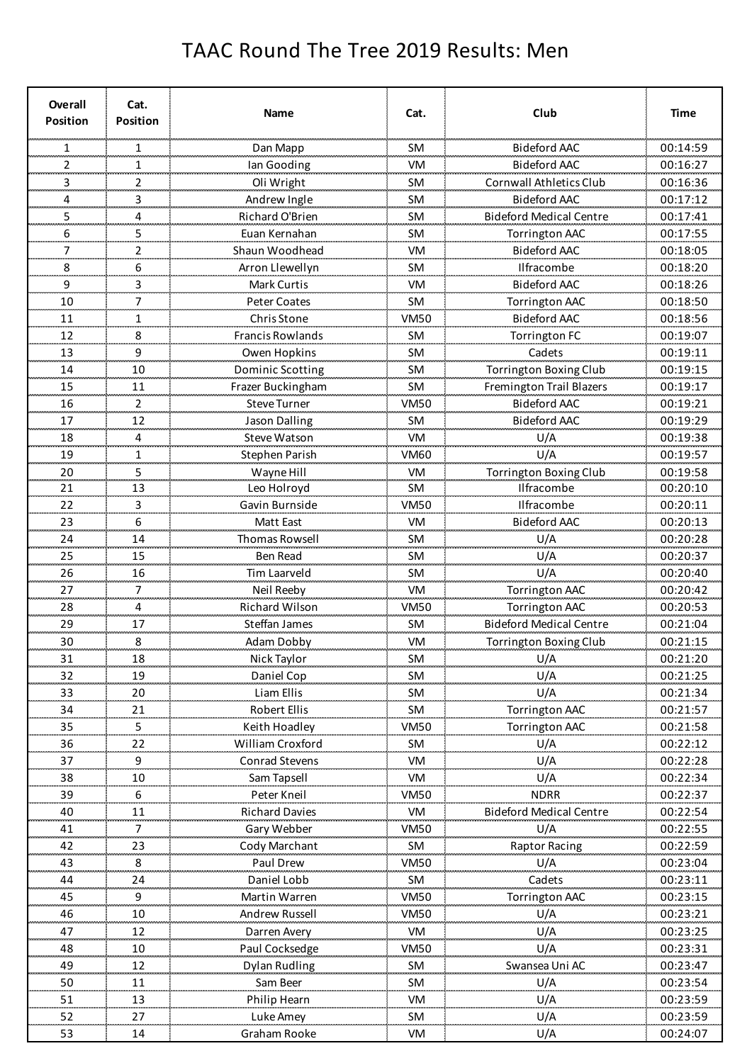# TAAC Round The Tree 2019 Results: Men

| Overall Position | Cat. Position | Name | Cat. | Club | Time |
|---|---|---|---|---|---|
| 1 | 1 | Dan Mapp | SM | Bideford AAC | 00:14:59 |
| 2 | 1 | Ian Gooding | VM | Bideford AAC | 00:16:27 |
| 3 | 2 | Oli Wright | SM | Cornwall Athletics Club | 00:16:36 |
| 4 | 3 | Andrew Ingle | SM | Bideford AAC | 00:17:12 |
| 5 | 4 | Richard O'Brien | SM | Bideford Medical Centre | 00:17:41 |
| 6 | 5 | Euan Kernahan | SM | Torrington AAC | 00:17:55 |
| 7 | 2 | Shaun Woodhead | VM | Bideford AAC | 00:18:05 |
| 8 | 6 | Arron Llewellyn | SM | Ilfracombe | 00:18:20 |
| 9 | 3 | Mark Curtis | VM | Bideford AAC | 00:18:26 |
| 10 | 7 | Peter Coates | SM | Torrington AAC | 00:18:50 |
| 11 | 1 | Chris Stone | VM50 | Bideford AAC | 00:18:56 |
| 12 | 8 | Francis Rowlands | SM | Torrington FC | 00:19:07 |
| 13 | 9 | Owen Hopkins | SM | Cadets | 00:19:11 |
| 14 | 10 | Dominic Scotting | SM | Torrington Boxing Club | 00:19:15 |
| 15 | 11 | Frazer Buckingham | SM | Fremington Trail Blazers | 00:19:17 |
| 16 | 2 | Steve Turner | VM50 | Bideford AAC | 00:19:21 |
| 17 | 12 | Jason Dalling | SM | Bideford AAC | 00:19:29 |
| 18 | 4 | Steve Watson | VM | U/A | 00:19:38 |
| 19 | 1 | Stephen Parish | VM60 | U/A | 00:19:57 |
| 20 | 5 | Wayne Hill | VM | Torrington Boxing Club | 00:19:58 |
| 21 | 13 | Leo Holroyd | SM | Ilfracombe | 00:20:10 |
| 22 | 3 | Gavin Burnside | VM50 | Ilfracombe | 00:20:11 |
| 23 | 6 | Matt East | VM | Bideford AAC | 00:20:13 |
| 24 | 14 | Thomas Rowsell | SM | U/A | 00:20:28 |
| 25 | 15 | Ben Read | SM | U/A | 00:20:37 |
| 26 | 16 | Tim Laarveld | SM | U/A | 00:20:40 |
| 27 | 7 | Neil Reeby | VM | Torrington AAC | 00:20:42 |
| 28 | 4 | Richard Wilson | VM50 | Torrington AAC | 00:20:53 |
| 29 | 17 | Steffan James | SM | Bideford Medical Centre | 00:21:04 |
| 30 | 8 | Adam Dobby | VM | Torrington Boxing Club | 00:21:15 |
| 31 | 18 | Nick Taylor | SM | U/A | 00:21:20 |
| 32 | 19 | Daniel Cop | SM | U/A | 00:21:25 |
| 33 | 20 | Liam Ellis | SM | U/A | 00:21:34 |
| 34 | 21 | Robert Ellis | SM | Torrington AAC | 00:21:57 |
| 35 | 5 | Keith Hoadley | VM50 | Torrington AAC | 00:21:58 |
| 36 | 22 | William Croxford | SM | U/A | 00:22:12 |
| 37 | 9 | Conrad Stevens | VM | U/A | 00:22:28 |
| 38 | 10 | Sam Tapsell | VM | U/A | 00:22:34 |
| 39 | 6 | Peter Kneil | VM50 | NDRR | 00:22:37 |
| 40 | 11 | Richard Davies | VM | Bideford Medical Centre | 00:22:54 |
| 41 | 7 | Gary Webber | VM50 | U/A | 00:22:55 |
| 42 | 23 | Cody Marchant | SM | Raptor Racing | 00:22:59 |
| 43 | 8 | Paul Drew | VM50 | U/A | 00:23:04 |
| 44 | 24 | Daniel Lobb | SM | Cadets | 00:23:11 |
| 45 | 9 | Martin Warren | VM50 | Torrington AAC | 00:23:15 |
| 46 | 10 | Andrew Russell | VM50 | U/A | 00:23:21 |
| 47 | 12 | Darren Avery | VM | U/A | 00:23:25 |
| 48 | 10 | Paul Cocksedge | VM50 | U/A | 00:23:31 |
| 49 | 12 | Dylan Rudling | SM | Swansea Uni AC | 00:23:47 |
| 50 | 11 | Sam Beer | SM | U/A | 00:23:54 |
| 51 | 13 | Philip Hearn | VM | U/A | 00:23:59 |
| 52 | 27 | Luke Amey | SM | U/A | 00:23:59 |
| 53 | 14 | Graham Rooke | VM | U/A | 00:24:07 |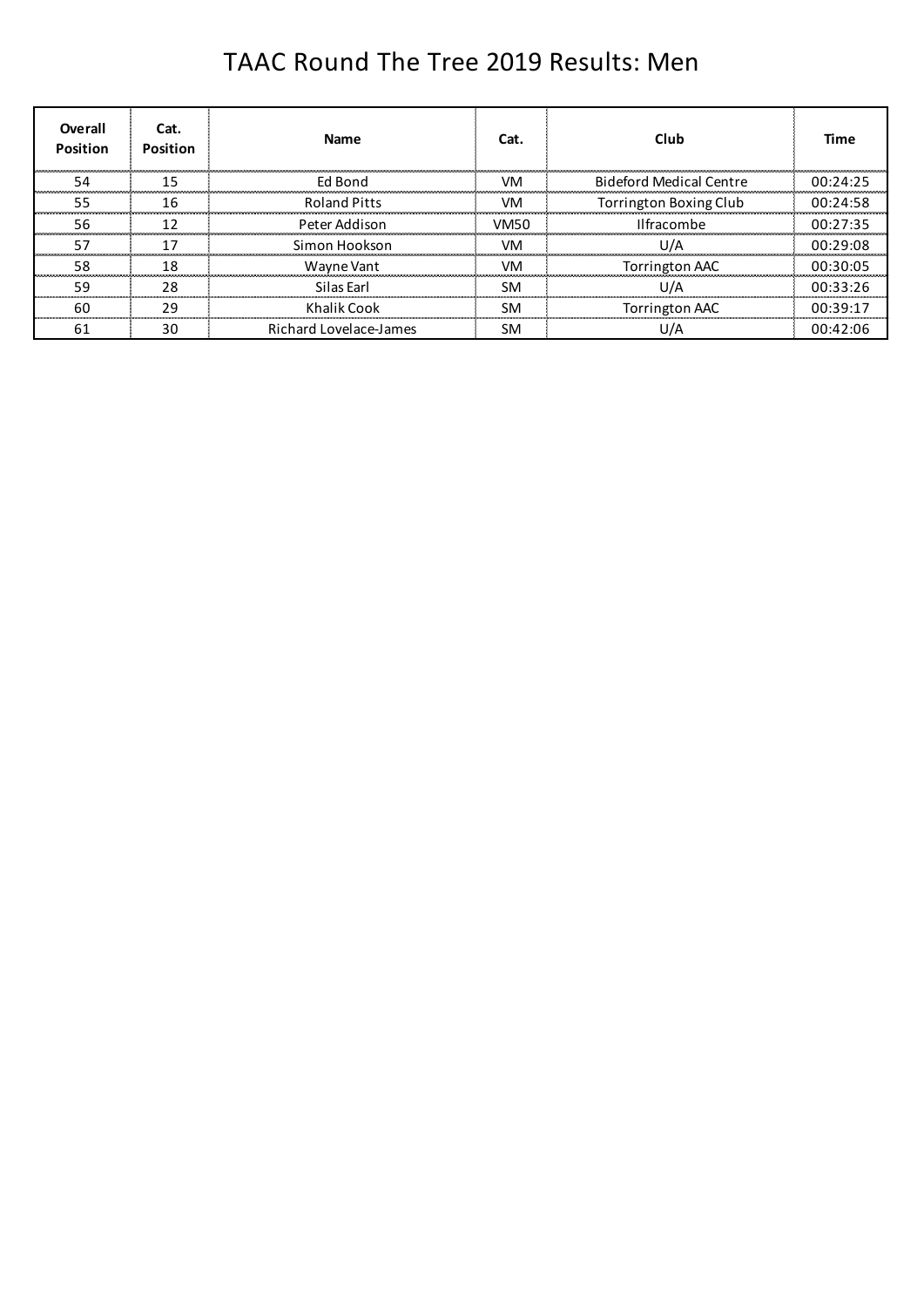# TAAC Round The Tree 2019 Results: Men

| Overall Position | Cat. Position | Name | Cat. | Club | Time |
|---|---|---|---|---|---|
| 54 | 15 | Ed Bond | VM | Bideford Medical Centre | 00:24:25 |
| 55 | 16 | Roland Pitts | VM | Torrington Boxing Club | 00:24:58 |
| 56 | 12 | Peter Addison | VM50 | Ilfracombe | 00:27:35 |
| 57 | 17 | Simon Hookson | VM | U/A | 00:29:08 |
| 58 | 18 | Wayne Vant | VM | Torrington AAC | 00:30:05 |
| 59 | 28 | Silas Earl | SM | U/A | 00:33:26 |
| 60 | 29 | Khalik Cook | SM | Torrington AAC | 00:39:17 |
| 61 | 30 | Richard Lovelace-James | SM | U/A | 00:42:06 |